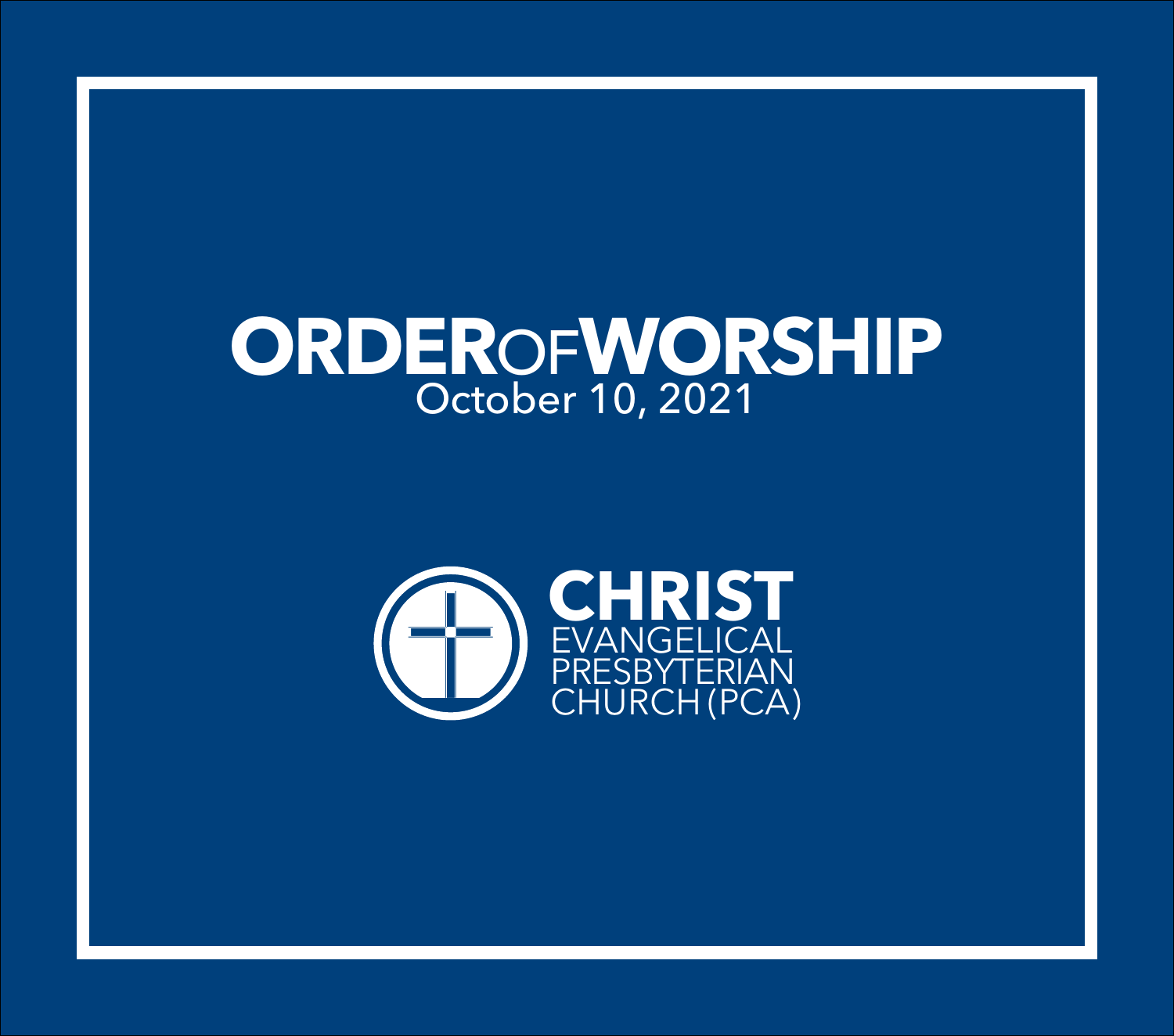# ORDER OF WORSHIP

October 10, 2021

**CHRIST**
EVANGELICAL
PRESBYTERIAN
CHURCH (PCA)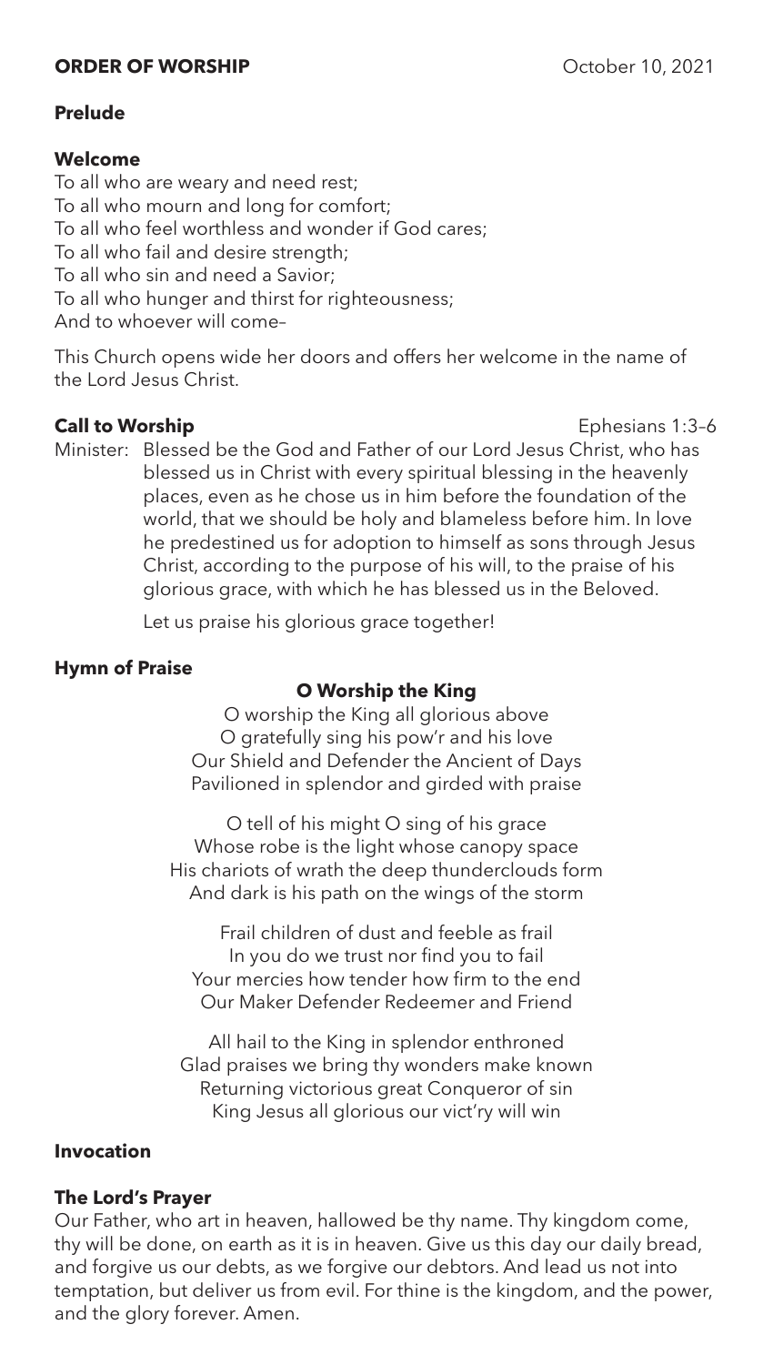**ORDER OF WORSHIP** October 10, 2021

**Prelude**

**Welcome**

To all who are weary and need rest;
To all who mourn and long for comfort;
To all who feel worthless and wonder if God cares;
To all who fail and desire strength;
To all who sin and need a Savior;
To all who hunger and thirst for righteousness;
And to whoever will come–

This Church opens wide her doors and offers her welcome in the name of the Lord Jesus Christ.

**Call to Worship** Ephesians 1:3–6

Minister: Blessed be the God and Father of our Lord Jesus Christ, who has blessed us in Christ with every spiritual blessing in the heavenly places, even as he chose us in him before the foundation of the world, that we should be holy and blameless before him. In love he predestined us for adoption to himself as sons through Jesus Christ, according to the purpose of his will, to the praise of his glorious grace, with which he has blessed us in the Beloved.

Let us praise his glorious grace together!

**Hymn of Praise**

**O Worship the King**

O worship the King all glorious above
O gratefully sing his pow'r and his love
Our Shield and Defender the Ancient of Days
Pavilioned in splendor and girded with praise

O tell of his might O sing of his grace
Whose robe is the light whose canopy space
His chariots of wrath the deep thunderclouds form
And dark is his path on the wings of the storm

Frail children of dust and feeble as frail
In you do we trust nor find you to fail
Your mercies how tender how firm to the end
Our Maker Defender Redeemer and Friend

All hail to the King in splendor enthroned
Glad praises we bring thy wonders make known
Returning victorious great Conqueror of sin
King Jesus all glorious our vict'ry will win

**Invocation**

**The Lord's Prayer**

Our Father, who art in heaven, hallowed be thy name. Thy kingdom come, thy will be done, on earth as it is in heaven. Give us this day our daily bread, and forgive us our debts, as we forgive our debtors. And lead us not into temptation, but deliver us from evil. For thine is the kingdom, and the power, and the glory forever. Amen.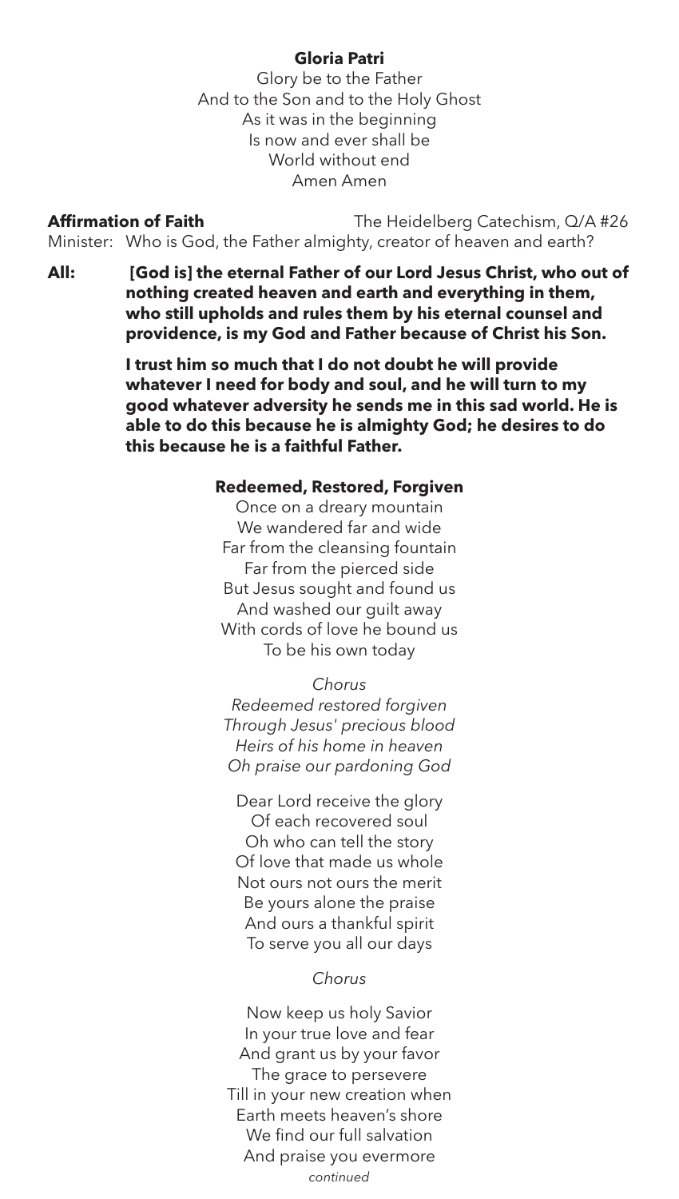**Gloria Patri**

Glory be to the Father
And to the Son and to the Holy Ghost
As it was in the beginning
Is now and ever shall be
World without end
Amen Amen

**Affirmation of Faith** The Heidelberg Catechism, Q/A #26

Minister: Who is God, the Father almighty, creator of heaven and earth?

**All: [God is] the eternal Father of our Lord Jesus Christ, who out of nothing created heaven and earth and everything in them, who still upholds and rules them by his eternal counsel and providence, is my God and Father because of Christ his Son.**

**I trust him so much that I do not doubt he will provide whatever I need for body and soul, and he will turn to my good whatever adversity he sends me in this sad world. He is able to do this because he is almighty God; he desires to do this because he is a faithful Father.**

**Redeemed, Restored, Forgiven**

Once on a dreary mountain
We wandered far and wide
Far from the cleansing fountain
Far from the pierced side
But Jesus sought and found us
And washed our guilt away
With cords of love he bound us
To be his own today

*Chorus*
*Redeemed restored forgiven*
*Through Jesus' precious blood*
*Heirs of his home in heaven*
*Oh praise our pardoning God*

Dear Lord receive the glory
Of each recovered soul
Oh who can tell the story
Of love that made us whole
Not ours not ours the merit
Be yours alone the praise
And ours a thankful spirit
To serve you all our days

*Chorus*

Now keep us holy Savior
In your true love and fear
And grant us by your favor
The grace to persevere
Till in your new creation when
Earth meets heaven's shore
We find our full salvation
And praise you evermore

*continued*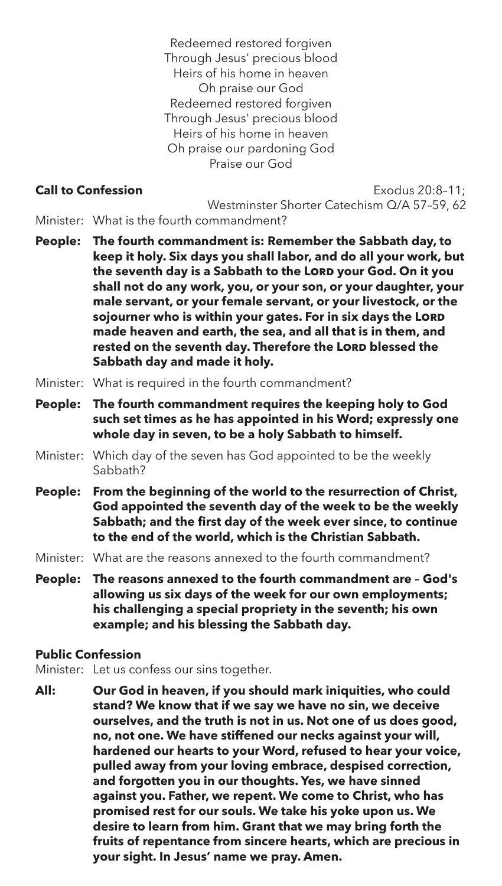Redeemed restored forgiven
Through Jesus' precious blood
Heirs of his home in heaven
Oh praise our God
Redeemed restored forgiven
Through Jesus' precious blood
Heirs of his home in heaven
Oh praise our pardoning God
Praise our God

**Call to Confession** Exodus 20:8–11; Westminster Shorter Catechism Q/A 57–59, 62

Minister: What is the fourth commandment?

**People: The fourth commandment is: Remember the Sabbath day, to keep it holy. Six days you shall labor, and do all your work, but the seventh day is a Sabbath to the LORD your God. On it you shall not do any work, you, or your son, or your daughter, your male servant, or your female servant, or your livestock, or the sojourner who is within your gates. For in six days the LORD made heaven and earth, the sea, and all that is in them, and rested on the seventh day. Therefore the LORD blessed the Sabbath day and made it holy.**

Minister: What is required in the fourth commandment?

**People: The fourth commandment requires the keeping holy to God such set times as he has appointed in his Word; expressly one whole day in seven, to be a holy Sabbath to himself.**

Minister: Which day of the seven has God appointed to be the weekly Sabbath?

**People: From the beginning of the world to the resurrection of Christ, God appointed the seventh day of the week to be the weekly Sabbath; and the first day of the week ever since, to continue to the end of the world, which is the Christian Sabbath.**

Minister: What are the reasons annexed to the fourth commandment?

**People: The reasons annexed to the fourth commandment are – God's allowing us six days of the week for our own employments; his challenging a special propriety in the seventh; his own example; and his blessing the Sabbath day.**

**Public Confession**

Minister: Let us confess our sins together.

**All: Our God in heaven, if you should mark iniquities, who could stand? We know that if we say we have no sin, we deceive ourselves, and the truth is not in us. Not one of us does good, no, not one. We have stiffened our necks against your will, hardened our hearts to your Word, refused to hear your voice, pulled away from your loving embrace, despised correction, and forgotten you in our thoughts. Yes, we have sinned against you. Father, we repent. We come to Christ, who has promised rest for our souls. We take his yoke upon us. We desire to learn from him. Grant that we may bring forth the fruits of repentance from sincere hearts, which are precious in your sight. In Jesus' name we pray. Amen.**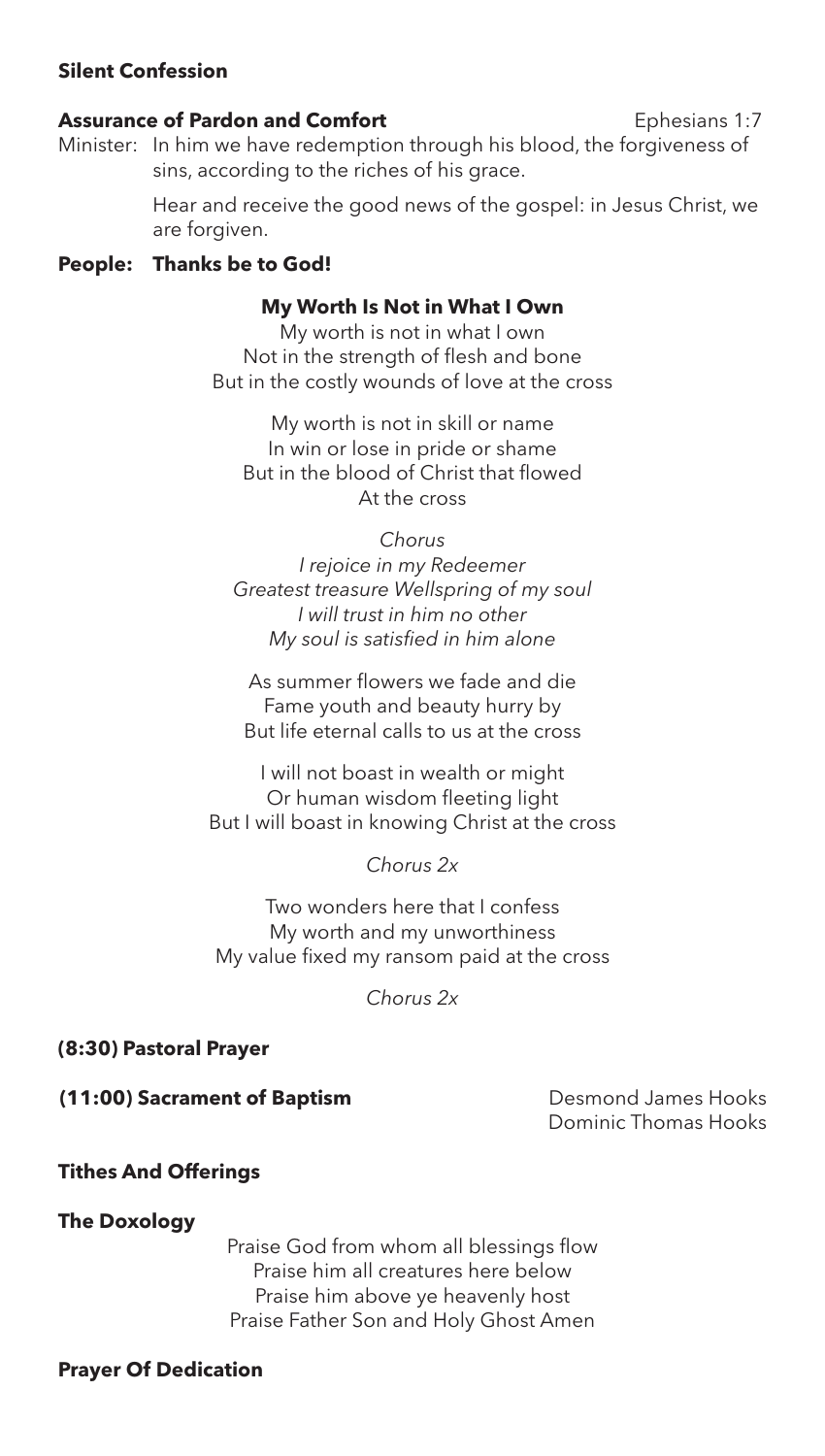**Silent Confession**

**Assurance of Pardon and Comfort** Ephesians 1:7

Minister: In him we have redemption through his blood, the forgiveness of sins, according to the riches of his grace.

Hear and receive the good news of the gospel: in Jesus Christ, we are forgiven.

**People: Thanks be to God!**

**My Worth Is Not in What I Own**

My worth is not in what I own
Not in the strength of flesh and bone
But in the costly wounds of love at the cross

My worth is not in skill or name
In win or lose in pride or shame
But in the blood of Christ that flowed
At the cross

*Chorus*
*I rejoice in my Redeemer*
*Greatest treasure Wellspring of my soul*
*I will trust in him no other*
*My soul is satisfied in him alone*

As summer flowers we fade and die
Fame youth and beauty hurry by
But life eternal calls to us at the cross

I will not boast in wealth or might
Or human wisdom fleeting light
But I will boast in knowing Christ at the cross

*Chorus 2x*

Two wonders here that I confess
My worth and my unworthiness
My value fixed my ransom paid at the cross

*Chorus 2x*

**(8:30) Pastoral Prayer**

**(11:00) Sacrament of Baptism** Desmond James Hooks
Dominic Thomas Hooks

**Tithes And Offerings**

**The Doxology**

Praise God from whom all blessings flow
Praise him all creatures here below
Praise him above ye heavenly host
Praise Father Son and Holy Ghost Amen

**Prayer Of Dedication**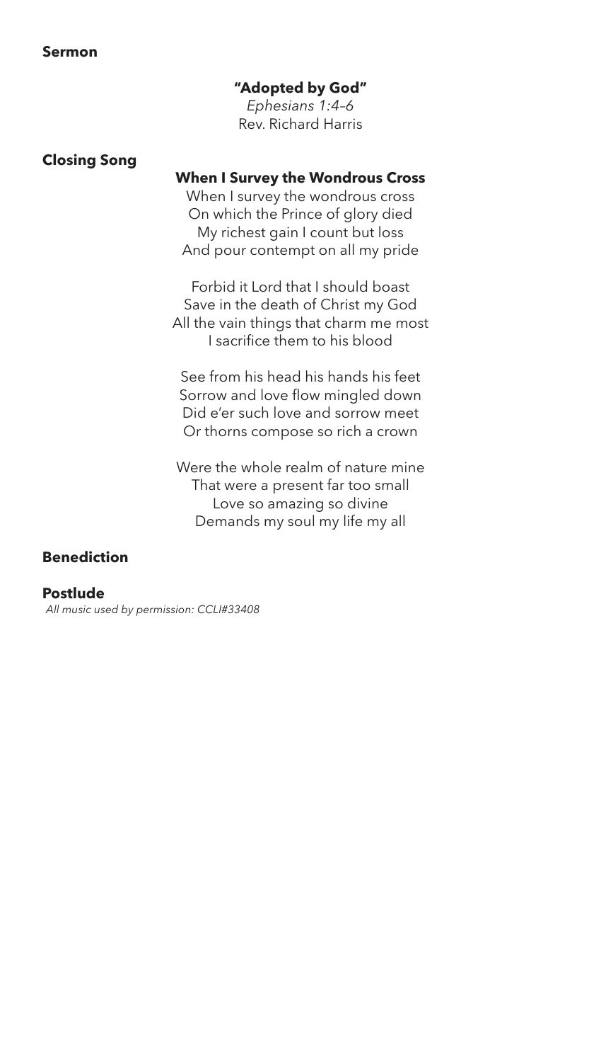**Sermon**

**"Adopted by God"**
*Ephesians 1:4–6*
Rev. Richard Harris

**Closing Song**

**When I Survey the Wondrous Cross**

When I survey the wondrous cross
On which the Prince of glory died
My richest gain I count but loss
And pour contempt on all my pride

Forbid it Lord that I should boast
Save in the death of Christ my God
All the vain things that charm me most
I sacrifice them to his blood

See from his head his hands his feet
Sorrow and love flow mingled down
Did e'er such love and sorrow meet
Or thorns compose so rich a crown

Were the whole realm of nature mine
That were a present far too small
Love so amazing so divine
Demands my soul my life my all

**Benediction**

**Postlude**

*All music used by permission: CCLI#33408*